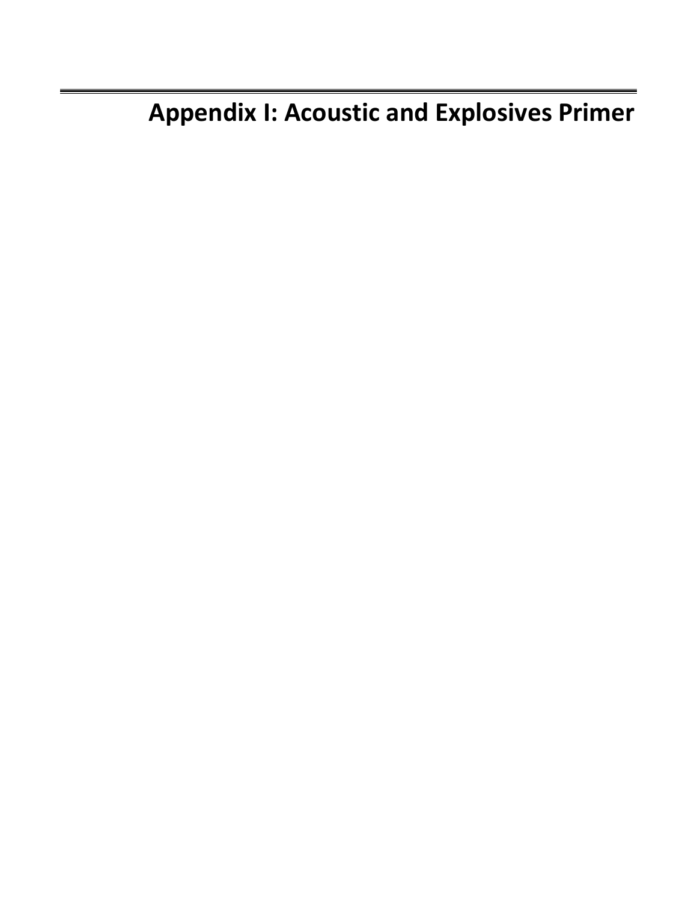# Appendix I: Acoustic and Explosives Primer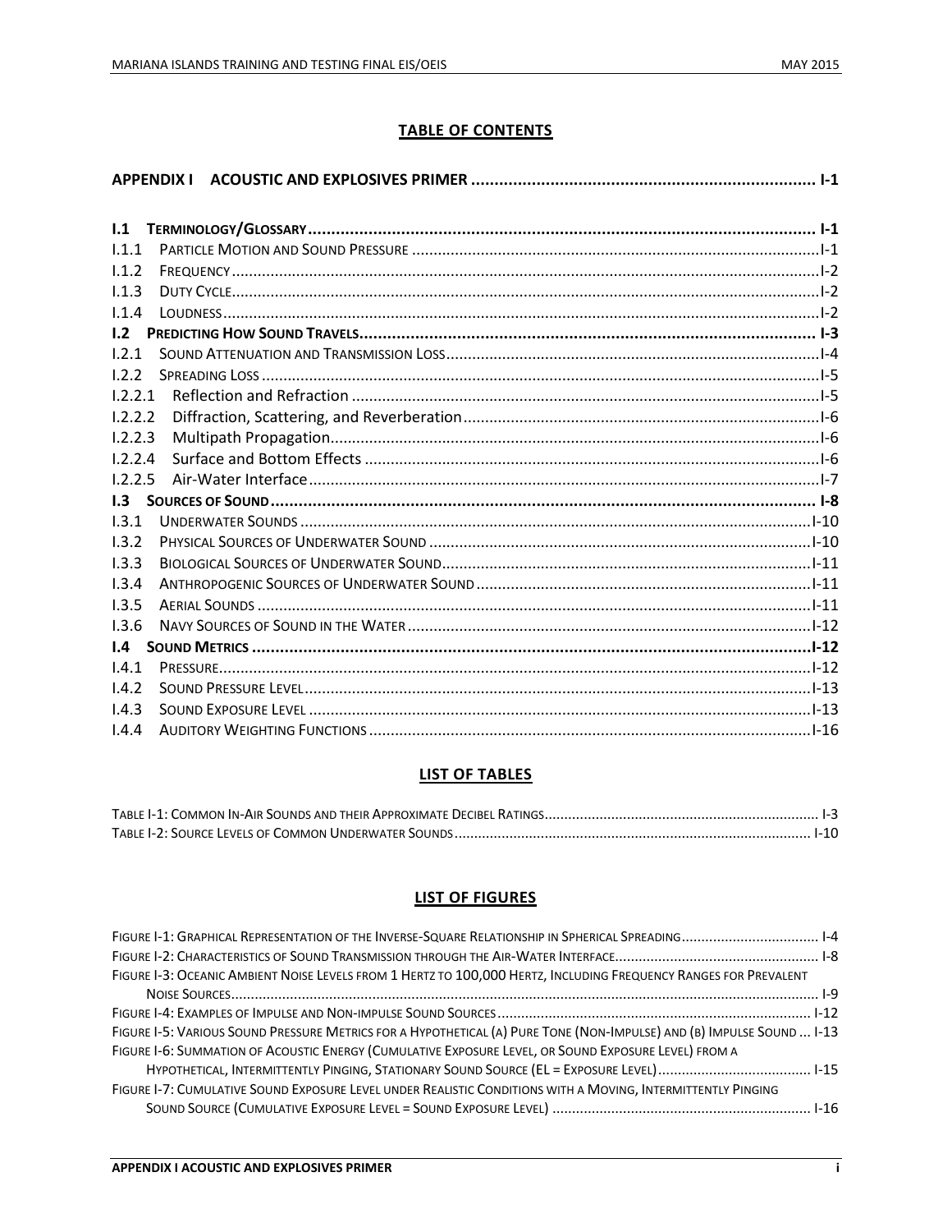## TABLE OF CONTENTS

**APPENDIX I ACOUSTIC AND EXPLOSIVES PRIMER ........................................................................ I-1**

**I.1 TERMINOLOGY/GLOSSARY ........................................................................................................... I-1**

I.1.1 PARTICLE MOTION AND SOUND PRESSURE ..................................................................................I-1

I.1.2 FREQUENCY ..........................................................................................................................I-2

I.1.3 DUTY CYCLE ..........................................................................................................................I-2

I.1.4 LOUDNESS ............................................................................................................................I-2

**I.2 PREDICTING HOW SOUND TRAVELS ............................................................................................. I-3**

I.2.1 SOUND ATTENUATION AND TRANSMISSION LOSS ........................................................................I-4

I.2.2 SPREADING LOSS ....................................................................................................................I-5

I.2.2.1 Reflection and Refraction .................................................................................................I-5

I.2.2.2 Diffraction, Scattering, and Reverberation ........................................................................I-6

I.2.2.3 Multipath Propagation ......................................................................................................I-6

I.2.2.4 Surface and Bottom Effects ..............................................................................................I-6

I.2.2.5 Air-Water Interface ..........................................................................................................I-7

**I.3 SOURCES OF SOUND ................................................................................................................. I-8**

I.3.1 UNDERWATER SOUNDS .........................................................................................................I-10

I.3.2 PHYSICAL SOURCES OF UNDERWATER SOUND ...........................................................................I-10

I.3.3 BIOLOGICAL SOURCES OF UNDERWATER SOUND ........................................................................I-11

I.3.4 ANTHROPOGENIC SOURCES OF UNDERWATER SOUND ................................................................I-11

I.3.5 AERIAL SOUNDS ...................................................................................................................I-11

I.3.6 NAVY SOURCES OF SOUND IN THE WATER ................................................................................I-12

**I.4 SOUND METRICS ....................................................................................................................I-12**

I.4.1 PRESSURE ............................................................................................................................I-12

I.4.2 SOUND PRESSURE LEVEL ........................................................................................................I-13

I.4.3 SOUND EXPOSURE LEVEL .......................................................................................................I-13

I.4.4 AUDITORY WEIGHTING FUNCTIONS .........................................................................................I-16

## LIST OF TABLES

TABLE I-1: COMMON IN-AIR SOUNDS AND THEIR APPROXIMATE DECIBEL RATINGS ..................................................................... I-3

TABLE I-2: SOURCE LEVELS OF COMMON UNDERWATER SOUNDS .......................................................................................... I-10

## LIST OF FIGURES

FIGURE I-1: GRAPHICAL REPRESENTATION OF THE INVERSE-SQUARE RELATIONSHIP IN SPHERICAL SPREADING ................................... I-4

FIGURE I-2: CHARACTERISTICS OF SOUND TRANSMISSION THROUGH THE AIR-WATER INTERFACE ................................................... I-8

FIGURE I-3: OCEANIC AMBIENT NOISE LEVELS FROM 1 HERTZ TO 100,000 HERTZ, INCLUDING FREQUENCY RANGES FOR PREVALENT NOISE SOURCES ................................................................................................................................ I-9

FIGURE I-4: EXAMPLES OF IMPULSE AND NON-IMPULSE SOUND SOURCES ............................................................................... I-12

FIGURE I-5: VARIOUS SOUND PRESSURE METRICS FOR A HYPOTHETICAL (A) PURE TONE (NON-IMPULSE) AND (B) IMPULSE SOUND ... I-13

FIGURE I-6: SUMMATION OF ACOUSTIC ENERGY (CUMULATIVE EXPOSURE LEVEL, OR SOUND EXPOSURE LEVEL) FROM A HYPOTHETICAL, INTERMITTENTLY PINGING, STATIONARY SOUND SOURCE (EL = EXPOSURE LEVEL) ....................................... I-15

FIGURE I-7: CUMULATIVE SOUND EXPOSURE LEVEL UNDER REALISTIC CONDITIONS WITH A MOVING, INTERMITTENTLY PINGING SOUND SOURCE (CUMULATIVE EXPOSURE LEVEL = SOUND EXPOSURE LEVEL) ................................................................ I-16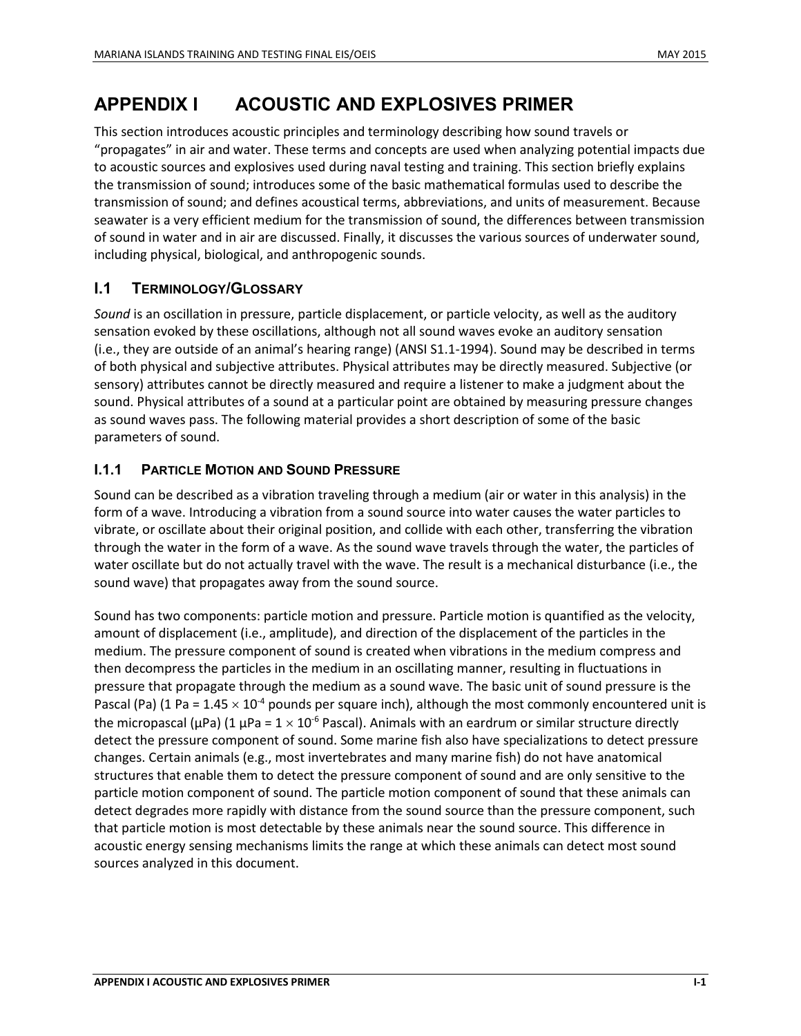# APPENDIX I ACOUSTIC AND EXPLOSIVES PRIMER

This section introduces acoustic principles and terminology describing how sound travels or "propagates" in air and water. These terms and concepts are used when analyzing potential impacts due to acoustic sources and explosives used during naval testing and training. This section briefly explains the transmission of sound; introduces some of the basic mathematical formulas used to describe the transmission of sound; and defines acoustical terms, abbreviations, and units of measurement. Because seawater is a very efficient medium for the transmission of sound, the differences between transmission of sound in water and in air are discussed. Finally, it discusses the various sources of underwater sound, including physical, biological, and anthropogenic sounds.

## I.1 TERMINOLOGY/GLOSSARY

*Sound* is an oscillation in pressure, particle displacement, or particle velocity, as well as the auditory sensation evoked by these oscillations, although not all sound waves evoke an auditory sensation (i.e., they are outside of an animal's hearing range) (ANSI S1.1-1994). Sound may be described in terms of both physical and subjective attributes. Physical attributes may be directly measured. Subjective (or sensory) attributes cannot be directly measured and require a listener to make a judgment about the sound. Physical attributes of a sound at a particular point are obtained by measuring pressure changes as sound waves pass. The following material provides a short description of some of the basic parameters of sound.

### I.1.1 PARTICLE MOTION AND SOUND PRESSURE

Sound can be described as a vibration traveling through a medium (air or water in this analysis) in the form of a wave. Introducing a vibration from a sound source into water causes the water particles to vibrate, or oscillate about their original position, and collide with each other, transferring the vibration through the water in the form of a wave. As the sound wave travels through the water, the particles of water oscillate but do not actually travel with the wave. The result is a mechanical disturbance (i.e., the sound wave) that propagates away from the sound source.

Sound has two components: particle motion and pressure. Particle motion is quantified as the velocity, amount of displacement (i.e., amplitude), and direction of the displacement of the particles in the medium. The pressure component of sound is created when vibrations in the medium compress and then decompress the particles in the medium in an oscillating manner, resulting in fluctuations in pressure that propagate through the medium as a sound wave. The basic unit of sound pressure is the Pascal (Pa) (1 Pa = $1.45 \times 10^{-4}$ pounds per square inch), although the most commonly encountered unit is the micropascal (μPa) (1 μPa = $1 \times 10^{-6}$ Pascal). Animals with an eardrum or similar structure directly detect the pressure component of sound. Some marine fish also have specializations to detect pressure changes. Certain animals (e.g., most invertebrates and many marine fish) do not have anatomical structures that enable them to detect the pressure component of sound and are only sensitive to the particle motion component of sound. The particle motion component of sound that these animals can detect degrades more rapidly with distance from the sound source than the pressure component, such that particle motion is most detectable by these animals near the sound source. This difference in acoustic energy sensing mechanisms limits the range at which these animals can detect most sound sources analyzed in this document.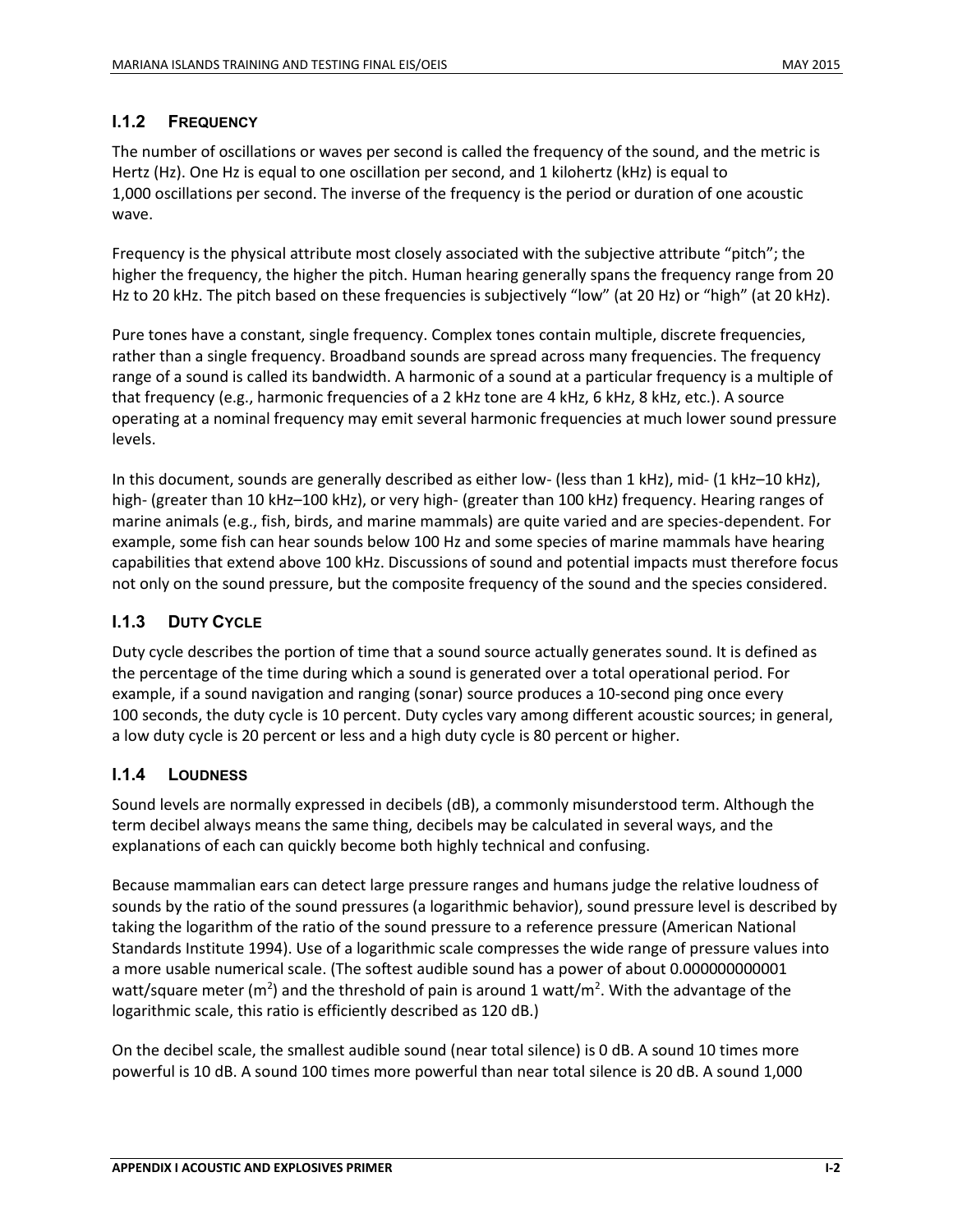### I.1.2 FREQUENCY

The number of oscillations or waves per second is called the frequency of the sound, and the metric is Hertz (Hz). One Hz is equal to one oscillation per second, and 1 kilohertz (kHz) is equal to 1,000 oscillations per second. The inverse of the frequency is the period or duration of one acoustic wave.

Frequency is the physical attribute most closely associated with the subjective attribute "pitch"; the higher the frequency, the higher the pitch. Human hearing generally spans the frequency range from 20 Hz to 20 kHz. The pitch based on these frequencies is subjectively "low" (at 20 Hz) or "high" (at 20 kHz).

Pure tones have a constant, single frequency. Complex tones contain multiple, discrete frequencies, rather than a single frequency. Broadband sounds are spread across many frequencies. The frequency range of a sound is called its bandwidth. A harmonic of a sound at a particular frequency is a multiple of that frequency (e.g., harmonic frequencies of a 2 kHz tone are 4 kHz, 6 kHz, 8 kHz, etc.). A source operating at a nominal frequency may emit several harmonic frequencies at much lower sound pressure levels.

In this document, sounds are generally described as either low- (less than 1 kHz), mid- (1 kHz–10 kHz), high- (greater than 10 kHz–100 kHz), or very high- (greater than 100 kHz) frequency. Hearing ranges of marine animals (e.g., fish, birds, and marine mammals) are quite varied and are species-dependent. For example, some fish can hear sounds below 100 Hz and some species of marine mammals have hearing capabilities that extend above 100 kHz. Discussions of sound and potential impacts must therefore focus not only on the sound pressure, but the composite frequency of the sound and the species considered.

### I.1.3 DUTY CYCLE

Duty cycle describes the portion of time that a sound source actually generates sound. It is defined as the percentage of the time during which a sound is generated over a total operational period. For example, if a sound navigation and ranging (sonar) source produces a 10-second ping once every 100 seconds, the duty cycle is 10 percent. Duty cycles vary among different acoustic sources; in general, a low duty cycle is 20 percent or less and a high duty cycle is 80 percent or higher.

### I.1.4 LOUDNESS

Sound levels are normally expressed in decibels (dB), a commonly misunderstood term. Although the term decibel always means the same thing, decibels may be calculated in several ways, and the explanations of each can quickly become both highly technical and confusing.

Because mammalian ears can detect large pressure ranges and humans judge the relative loudness of sounds by the ratio of the sound pressures (a logarithmic behavior), sound pressure level is described by taking the logarithm of the ratio of the sound pressure to a reference pressure (American National Standards Institute 1994). Use of a logarithmic scale compresses the wide range of pressure values into a more usable numerical scale. (The softest audible sound has a power of about 0.000000000001 watt/square meter ($m^2$) and the threshold of pain is around 1 watt/$m^2$. With the advantage of the logarithmic scale, this ratio is efficiently described as 120 dB.)

On the decibel scale, the smallest audible sound (near total silence) is 0 dB. A sound 10 times more powerful is 10 dB. A sound 100 times more powerful than near total silence is 20 dB. A sound 1,000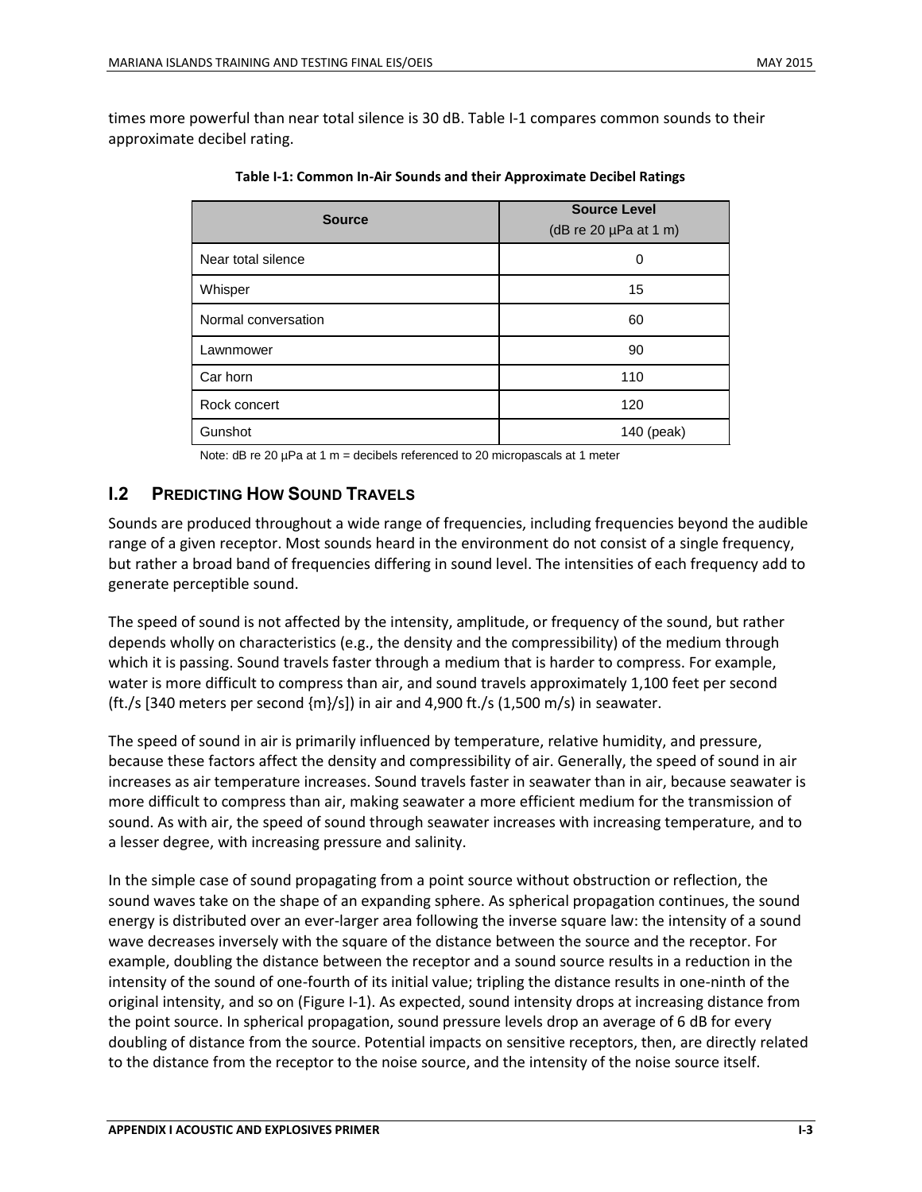times more powerful than near total silence is 30 dB. Table I-1 compares common sounds to their approximate decibel rating.

**Table I-1: Common In-Air Sounds and their Approximate Decibel Ratings**

| Source | Source Level (dB re 20 µPa at 1 m) |
|---|---|
| Near total silence | 0 |
| Whisper | 15 |
| Normal conversation | 60 |
| Lawnmower | 90 |
| Car horn | 110 |
| Rock concert | 120 |
| Gunshot | 140 (peak) |

Note: dB re 20 µPa at 1 m = decibels referenced to 20 micropascals at 1 meter

## I.2 Predicting How Sound Travels

Sounds are produced throughout a wide range of frequencies, including frequencies beyond the audible range of a given receptor. Most sounds heard in the environment do not consist of a single frequency, but rather a broad band of frequencies differing in sound level. The intensities of each frequency add to generate perceptible sound.

The speed of sound is not affected by the intensity, amplitude, or frequency of the sound, but rather depends wholly on characteristics (e.g., the density and the compressibility) of the medium through which it is passing. Sound travels faster through a medium that is harder to compress. For example, water is more difficult to compress than air, and sound travels approximately 1,100 feet per second (ft./s [340 meters per second {m}/s]) in air and 4,900 ft./s (1,500 m/s) in seawater.

The speed of sound in air is primarily influenced by temperature, relative humidity, and pressure, because these factors affect the density and compressibility of air. Generally, the speed of sound in air increases as air temperature increases. Sound travels faster in seawater than in air, because seawater is more difficult to compress than air, making seawater a more efficient medium for the transmission of sound. As with air, the speed of sound through seawater increases with increasing temperature, and to a lesser degree, with increasing pressure and salinity.

In the simple case of sound propagating from a point source without obstruction or reflection, the sound waves take on the shape of an expanding sphere. As spherical propagation continues, the sound energy is distributed over an ever-larger area following the inverse square law: the intensity of a sound wave decreases inversely with the square of the distance between the source and the receptor. For example, doubling the distance between the receptor and a sound source results in a reduction in the intensity of the sound of one-fourth of its initial value; tripling the distance results in one-ninth of the original intensity, and so on (Figure I-1). As expected, sound intensity drops at increasing distance from the point source. In spherical propagation, sound pressure levels drop an average of 6 dB for every doubling of distance from the source. Potential impacts on sensitive receptors, then, are directly related to the distance from the receptor to the noise source, and the intensity of the noise source itself.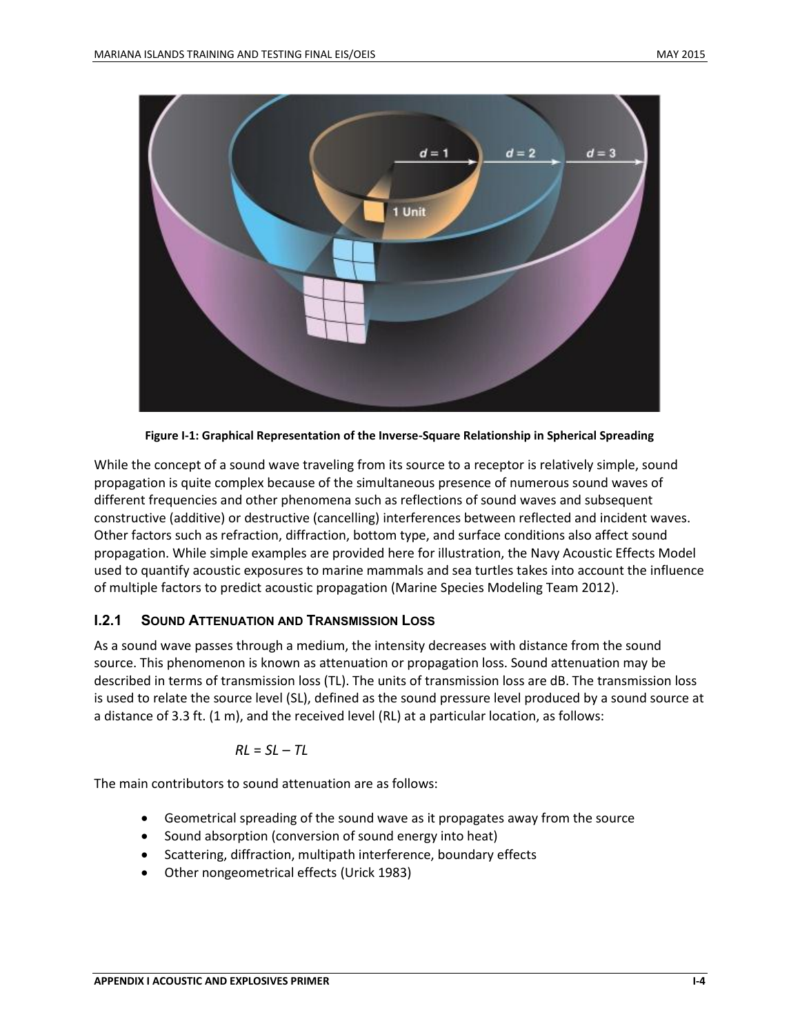**Figure I-1: Graphical Representation of the Inverse-Square Relationship in Spherical Spreading**

While the concept of a sound wave traveling from its source to a receptor is relatively simple, sound propagation is quite complex because of the simultaneous presence of numerous sound waves of different frequencies and other phenomena such as reflections of sound waves and subsequent constructive (additive) or destructive (cancelling) interferences between reflected and incident waves. Other factors such as refraction, diffraction, bottom type, and surface conditions also affect sound propagation. While simple examples are provided here for illustration, the Navy Acoustic Effects Model used to quantify acoustic exposures to marine mammals and sea turtles takes into account the influence of multiple factors to predict acoustic propagation (Marine Species Modeling Team 2012).

### I.2.1 Sound Attenuation and Transmission Loss

As a sound wave passes through a medium, the intensity decreases with distance from the sound source. This phenomenon is known as attenuation or propagation loss. Sound attenuation may be described in terms of transmission loss (TL). The units of transmission loss are dB. The transmission loss is used to relate the source level (SL), defined as the sound pressure level produced by a sound source at a distance of 3.3 ft. (1 m), and the received level (RL) at a particular location, as follows:

$$RL = SL - TL$$

The main contributors to sound attenuation are as follows:

- Geometrical spreading of the sound wave as it propagates away from the source
- Sound absorption (conversion of sound energy into heat)
- Scattering, diffraction, multipath interference, boundary effects
- Other nongeometrical effects (Urick 1983)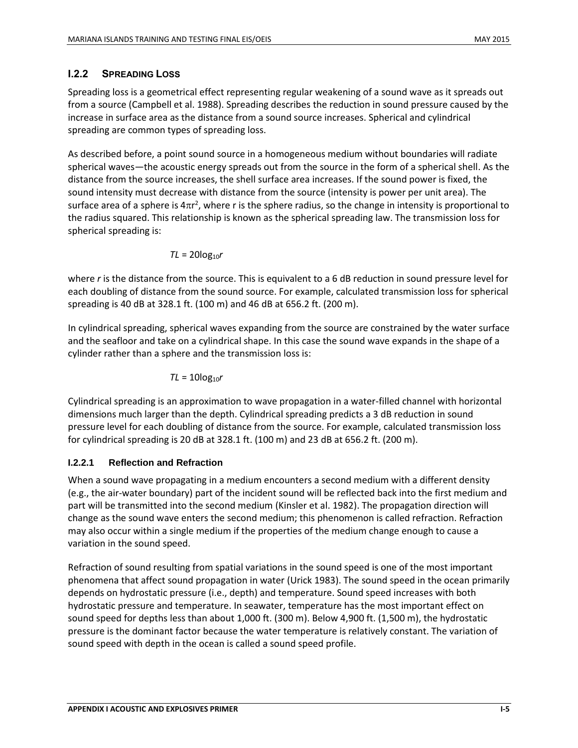### I.2.2 Spreading Loss

Spreading loss is a geometrical effect representing regular weakening of a sound wave as it spreads out from a source (Campbell et al. 1988). Spreading describes the reduction in sound pressure caused by the increase in surface area as the distance from a sound source increases. Spherical and cylindrical spreading are common types of spreading loss.

As described before, a point sound source in a homogeneous medium without boundaries will radiate spherical waves—the acoustic energy spreads out from the source in the form of a spherical shell. As the distance from the source increases, the shell surface area increases. If the sound power is fixed, the sound intensity must decrease with distance from the source (intensity is power per unit area). The surface area of a sphere is $4\pi r^2$, where r is the sphere radius, so the change in intensity is proportional to the radius squared. This relationship is known as the spherical spreading law. The transmission loss for spherical spreading is:

$$TL = 20\log_{10}r$$

where *r* is the distance from the source. This is equivalent to a 6 dB reduction in sound pressure level for each doubling of distance from the sound source. For example, calculated transmission loss for spherical spreading is 40 dB at 328.1 ft. (100 m) and 46 dB at 656.2 ft. (200 m).

In cylindrical spreading, spherical waves expanding from the source are constrained by the water surface and the seafloor and take on a cylindrical shape. In this case the sound wave expands in the shape of a cylinder rather than a sphere and the transmission loss is:

$$TL = 10\log_{10}r$$

Cylindrical spreading is an approximation to wave propagation in a water-filled channel with horizontal dimensions much larger than the depth. Cylindrical spreading predicts a 3 dB reduction in sound pressure level for each doubling of distance from the source. For example, calculated transmission loss for cylindrical spreading is 20 dB at 328.1 ft. (100 m) and 23 dB at 656.2 ft. (200 m).

#### I.2.2.1 Reflection and Refraction

When a sound wave propagating in a medium encounters a second medium with a different density (e.g., the air-water boundary) part of the incident sound will be reflected back into the first medium and part will be transmitted into the second medium (Kinsler et al. 1982). The propagation direction will change as the sound wave enters the second medium; this phenomenon is called refraction. Refraction may also occur within a single medium if the properties of the medium change enough to cause a variation in the sound speed.

Refraction of sound resulting from spatial variations in the sound speed is one of the most important phenomena that affect sound propagation in water (Urick 1983). The sound speed in the ocean primarily depends on hydrostatic pressure (i.e., depth) and temperature. Sound speed increases with both hydrostatic pressure and temperature. In seawater, temperature has the most important effect on sound speed for depths less than about 1,000 ft. (300 m). Below 4,900 ft. (1,500 m), the hydrostatic pressure is the dominant factor because the water temperature is relatively constant. The variation of sound speed with depth in the ocean is called a sound speed profile.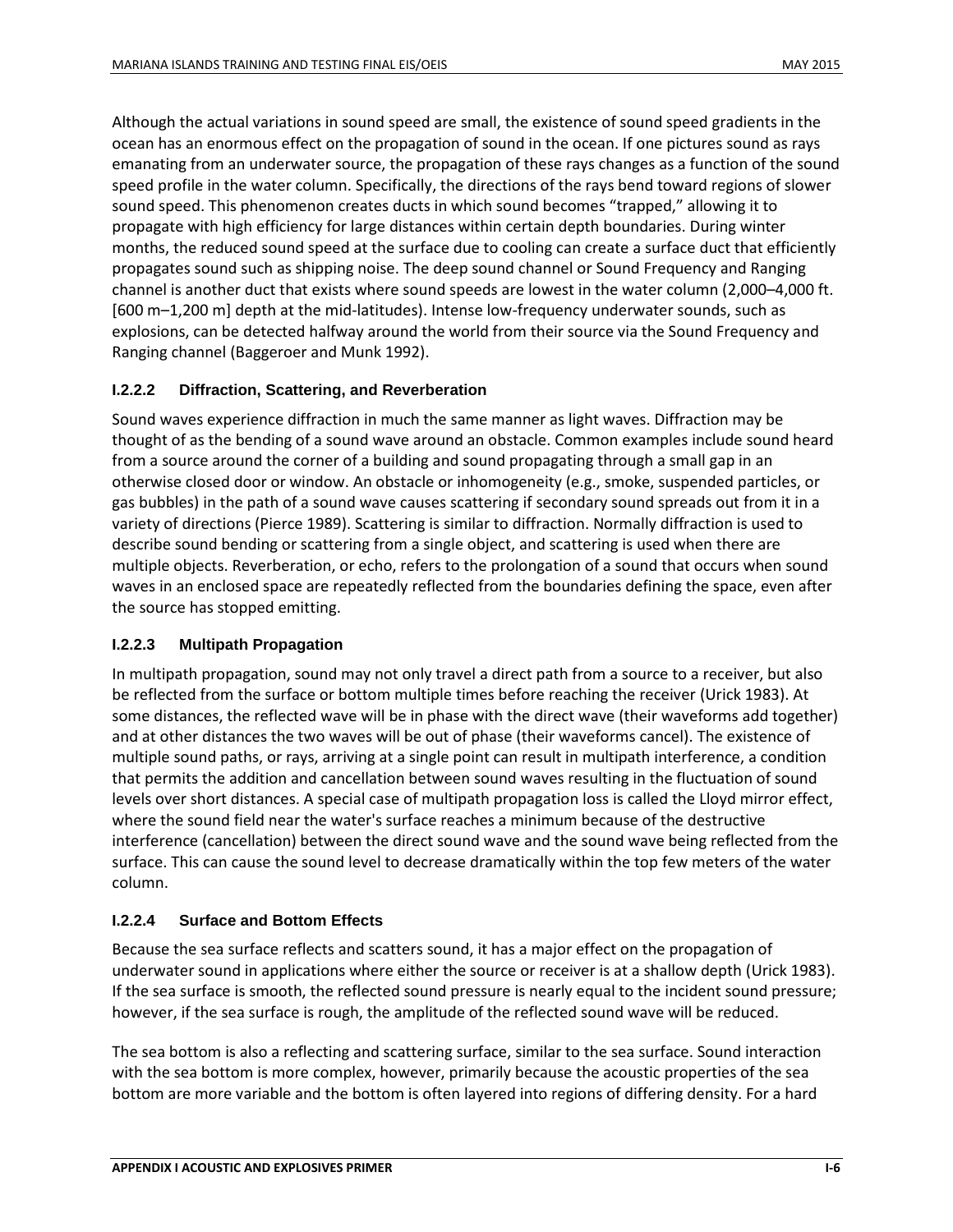Although the actual variations in sound speed are small, the existence of sound speed gradients in the ocean has an enormous effect on the propagation of sound in the ocean. If one pictures sound as rays emanating from an underwater source, the propagation of these rays changes as a function of the sound speed profile in the water column. Specifically, the directions of the rays bend toward regions of slower sound speed. This phenomenon creates ducts in which sound becomes "trapped," allowing it to propagate with high efficiency for large distances within certain depth boundaries. During winter months, the reduced sound speed at the surface due to cooling can create a surface duct that efficiently propagates sound such as shipping noise. The deep sound channel or Sound Frequency and Ranging channel is another duct that exists where sound speeds are lowest in the water column (2,000–4,000 ft. [600 m–1,200 m] depth at the mid-latitudes). Intense low-frequency underwater sounds, such as explosions, can be detected halfway around the world from their source via the Sound Frequency and Ranging channel (Baggeroer and Munk 1992).

### I.2.2.2 Diffraction, Scattering, and Reverberation

Sound waves experience diffraction in much the same manner as light waves. Diffraction may be thought of as the bending of a sound wave around an obstacle. Common examples include sound heard from a source around the corner of a building and sound propagating through a small gap in an otherwise closed door or window. An obstacle or inhomogeneity (e.g., smoke, suspended particles, or gas bubbles) in the path of a sound wave causes scattering if secondary sound spreads out from it in a variety of directions (Pierce 1989). Scattering is similar to diffraction. Normally diffraction is used to describe sound bending or scattering from a single object, and scattering is used when there are multiple objects. Reverberation, or echo, refers to the prolongation of a sound that occurs when sound waves in an enclosed space are repeatedly reflected from the boundaries defining the space, even after the source has stopped emitting.

### I.2.2.3 Multipath Propagation

In multipath propagation, sound may not only travel a direct path from a source to a receiver, but also be reflected from the surface or bottom multiple times before reaching the receiver (Urick 1983). At some distances, the reflected wave will be in phase with the direct wave (their waveforms add together) and at other distances the two waves will be out of phase (their waveforms cancel). The existence of multiple sound paths, or rays, arriving at a single point can result in multipath interference, a condition that permits the addition and cancellation between sound waves resulting in the fluctuation of sound levels over short distances. A special case of multipath propagation loss is called the Lloyd mirror effect, where the sound field near the water's surface reaches a minimum because of the destructive interference (cancellation) between the direct sound wave and the sound wave being reflected from the surface. This can cause the sound level to decrease dramatically within the top few meters of the water column.

### I.2.2.4 Surface and Bottom Effects

Because the sea surface reflects and scatters sound, it has a major effect on the propagation of underwater sound in applications where either the source or receiver is at a shallow depth (Urick 1983). If the sea surface is smooth, the reflected sound pressure is nearly equal to the incident sound pressure; however, if the sea surface is rough, the amplitude of the reflected sound wave will be reduced.

The sea bottom is also a reflecting and scattering surface, similar to the sea surface. Sound interaction with the sea bottom is more complex, however, primarily because the acoustic properties of the sea bottom are more variable and the bottom is often layered into regions of differing density. For a hard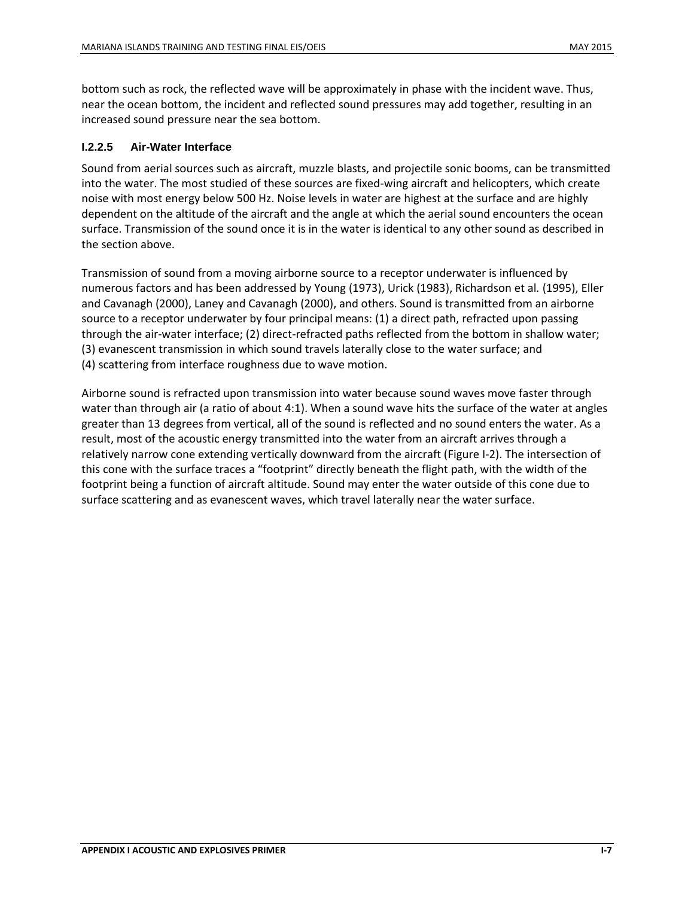bottom such as rock, the reflected wave will be approximately in phase with the incident wave. Thus, near the ocean bottom, the incident and reflected sound pressures may add together, resulting in an increased sound pressure near the sea bottom.

#### I.2.2.5 Air-Water Interface

Sound from aerial sources such as aircraft, muzzle blasts, and projectile sonic booms, can be transmitted into the water. The most studied of these sources are fixed-wing aircraft and helicopters, which create noise with most energy below 500 Hz. Noise levels in water are highest at the surface and are highly dependent on the altitude of the aircraft and the angle at which the aerial sound encounters the ocean surface. Transmission of the sound once it is in the water is identical to any other sound as described in the section above.

Transmission of sound from a moving airborne source to a receptor underwater is influenced by numerous factors and has been addressed by Young (1973), Urick (1983), Richardson et al. (1995), Eller and Cavanagh (2000), Laney and Cavanagh (2000), and others. Sound is transmitted from an airborne source to a receptor underwater by four principal means: (1) a direct path, refracted upon passing through the air-water interface; (2) direct-refracted paths reflected from the bottom in shallow water; (3) evanescent transmission in which sound travels laterally close to the water surface; and (4) scattering from interface roughness due to wave motion.

Airborne sound is refracted upon transmission into water because sound waves move faster through water than through air (a ratio of about 4:1). When a sound wave hits the surface of the water at angles greater than 13 degrees from vertical, all of the sound is reflected and no sound enters the water. As a result, most of the acoustic energy transmitted into the water from an aircraft arrives through a relatively narrow cone extending vertically downward from the aircraft (Figure I-2). The intersection of this cone with the surface traces a "footprint" directly beneath the flight path, with the width of the footprint being a function of aircraft altitude. Sound may enter the water outside of this cone due to surface scattering and as evanescent waves, which travel laterally near the water surface.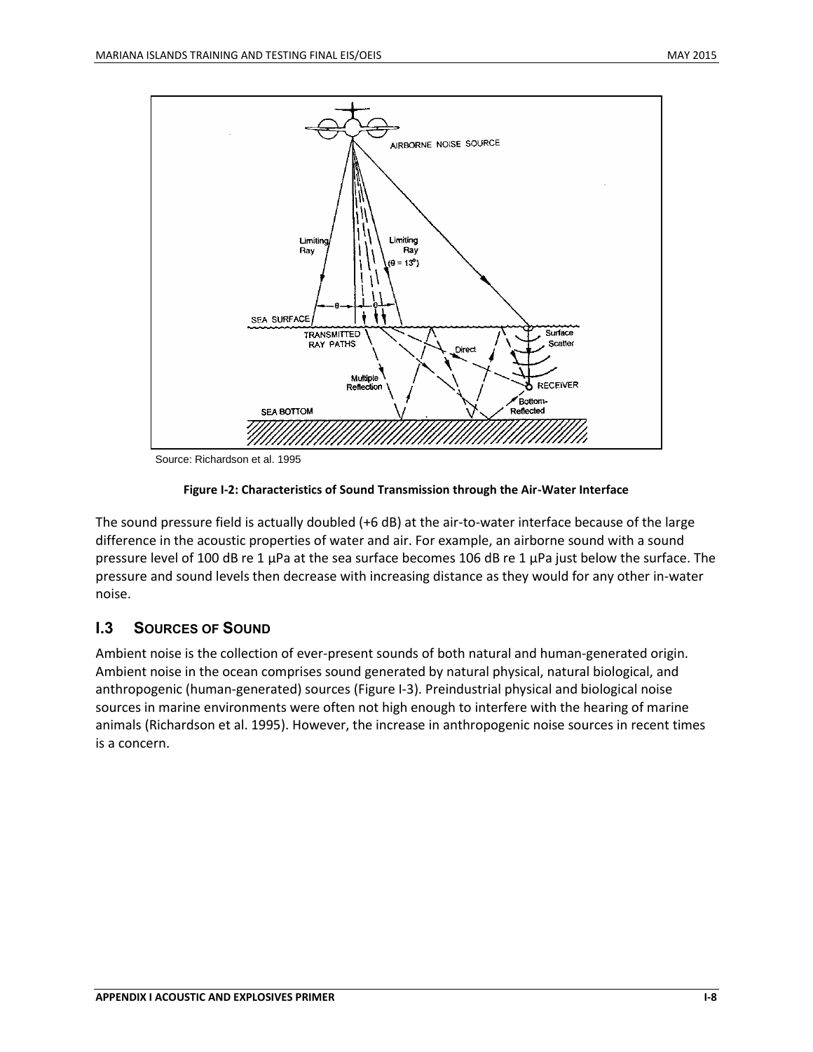Source: Richardson et al. 1995

**Figure I-2: Characteristics of Sound Transmission through the Air-Water Interface**

The sound pressure field is actually doubled (+6 dB) at the air-to-water interface because of the large difference in the acoustic properties of water and air. For example, an airborne sound with a sound pressure level of 100 dB re 1 µPa at the sea surface becomes 106 dB re 1 µPa just below the surface. The pressure and sound levels then decrease with increasing distance as they would for any other in-water noise.

## I.3 Sources of Sound

Ambient noise is the collection of ever-present sounds of both natural and human-generated origin. Ambient noise in the ocean comprises sound generated by natural physical, natural biological, and anthropogenic (human-generated) sources (Figure I-3). Preindustrial physical and biological noise sources in marine environments were often not high enough to interfere with the hearing of marine animals (Richardson et al. 1995). However, the increase in anthropogenic noise sources in recent times is a concern.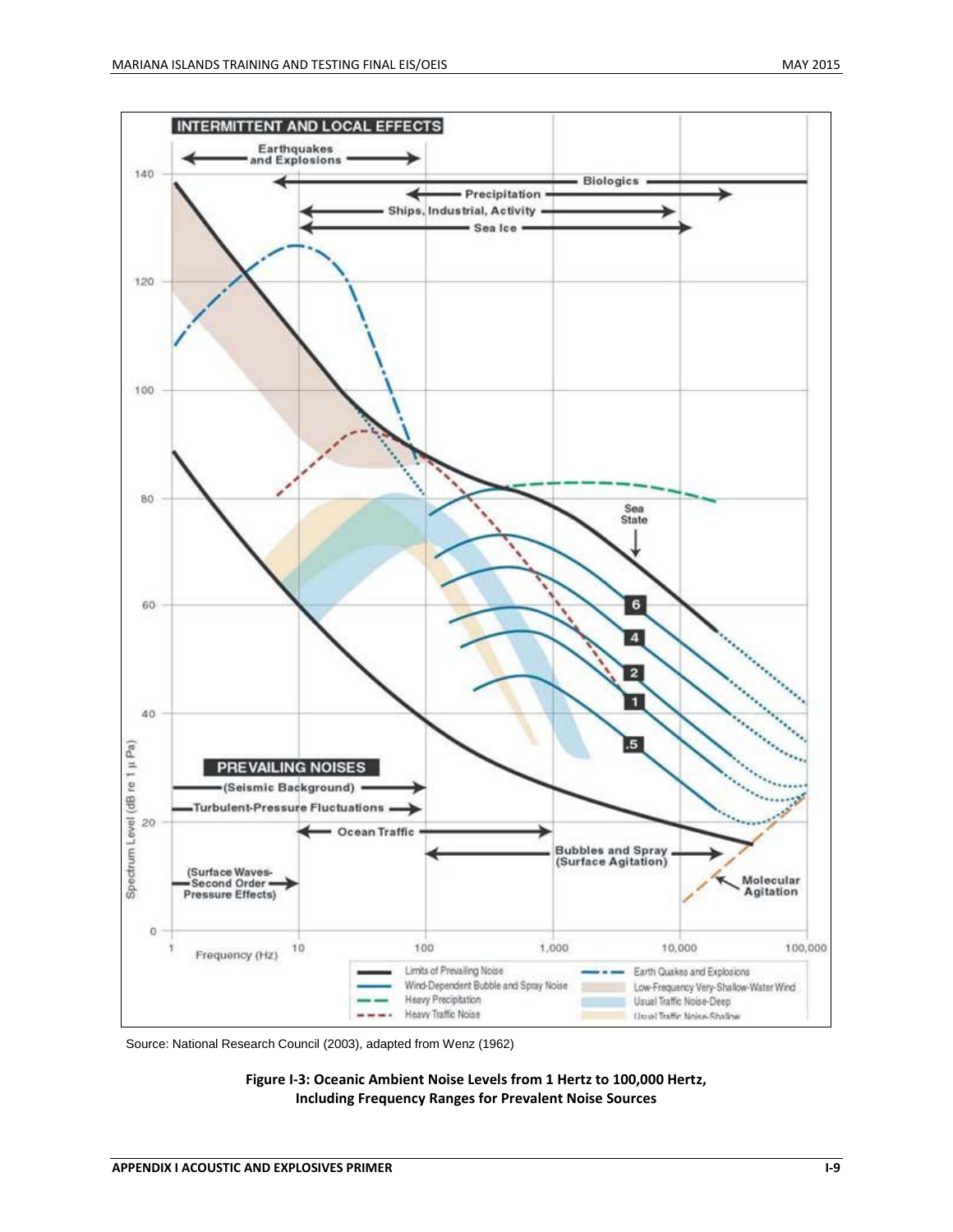Source: National Research Council (2003), adapted from Wenz (1962)

**Figure I-3: Oceanic Ambient Noise Levels from 1 Hertz to 100,000 Hertz, Including Frequency Ranges for Prevalent Noise Sources**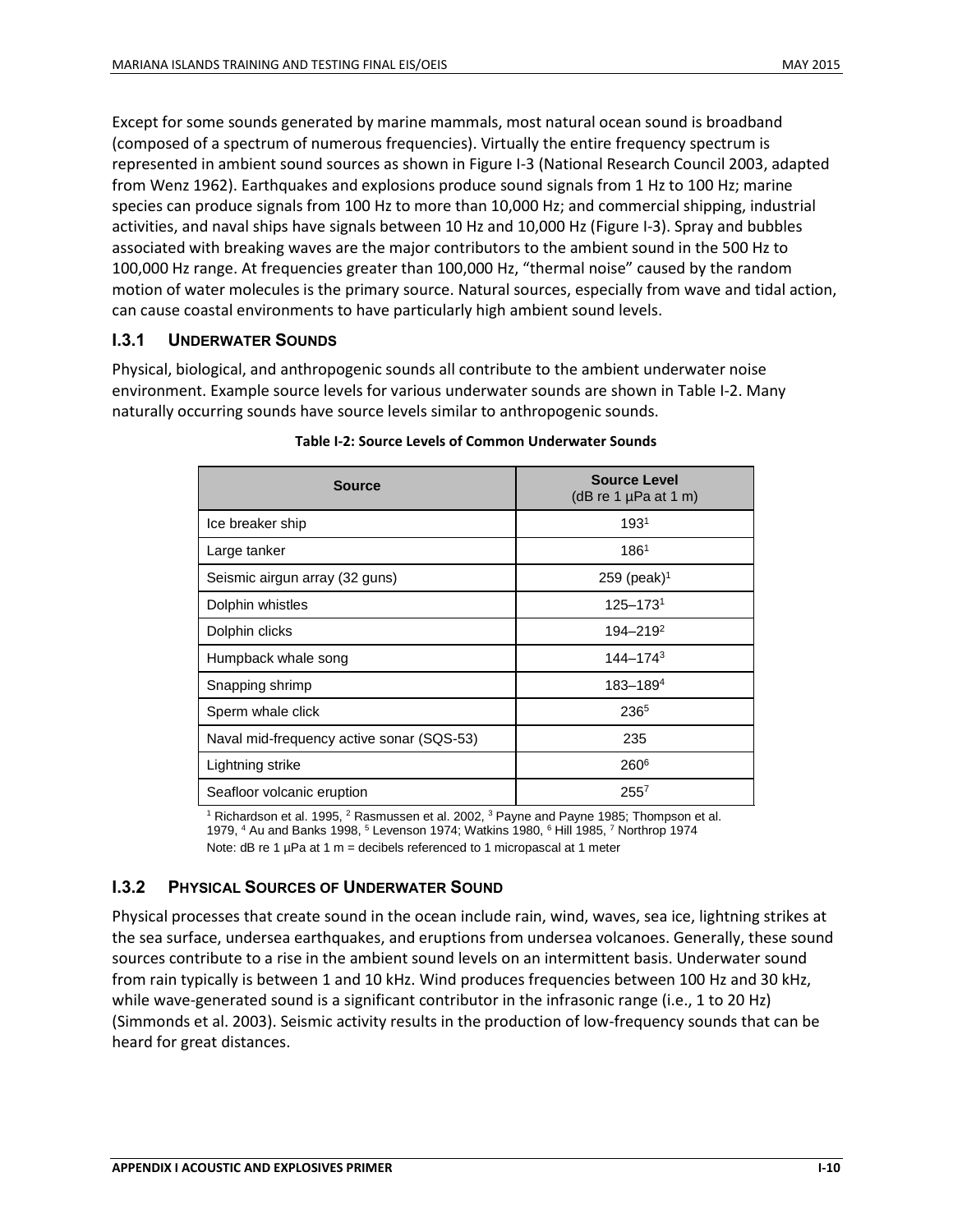Except for some sounds generated by marine mammals, most natural ocean sound is broadband (composed of a spectrum of numerous frequencies). Virtually the entire frequency spectrum is represented in ambient sound sources as shown in Figure I-3 (National Research Council 2003, adapted from Wenz 1962). Earthquakes and explosions produce sound signals from 1 Hz to 100 Hz; marine species can produce signals from 100 Hz to more than 10,000 Hz; and commercial shipping, industrial activities, and naval ships have signals between 10 Hz and 10,000 Hz (Figure I-3). Spray and bubbles associated with breaking waves are the major contributors to the ambient sound in the 500 Hz to 100,000 Hz range. At frequencies greater than 100,000 Hz, "thermal noise" caused by the random motion of water molecules is the primary source. Natural sources, especially from wave and tidal action, can cause coastal environments to have particularly high ambient sound levels.

### I.3.1 Underwater Sounds

Physical, biological, and anthropogenic sounds all contribute to the ambient underwater noise environment. Example source levels for various underwater sounds are shown in Table I-2. Many naturally occurring sounds have source levels similar to anthropogenic sounds.

**Table I-2: Source Levels of Common Underwater Sounds**

| Source | Source Level (dB re 1 µPa at 1 m) |
|---|---|
| Ice breaker ship | 193[1] |
| Large tanker | 186[1] |
| Seismic airgun array (32 guns) | 259 (peak)[1] |
| Dolphin whistles | 125–173[1] |
| Dolphin clicks | 194–219[2] |
| Humpback whale song | 144–174[3] |
| Snapping shrimp | 183–189[4] |
| Sperm whale click | 236[5] |
| Naval mid-frequency active sonar (SQS-53) | 235 |
| Lightning strike | 260[6] |
| Seafloor volcanic eruption | 255[7] |

[1] Richardson et al. 1995, [2] Rasmussen et al. 2002, [3] Payne and Payne 1985; Thompson et al. 1979, [4] Au and Banks 1998, [5] Levenson 1974; Watkins 1980, [6] Hill 1985, [7] Northrop 1974

Note: dB re 1 µPa at 1 m = decibels referenced to 1 micropascal at 1 meter

### I.3.2 Physical Sources of Underwater Sound

Physical processes that create sound in the ocean include rain, wind, waves, sea ice, lightning strikes at the sea surface, undersea earthquakes, and eruptions from undersea volcanoes. Generally, these sound sources contribute to a rise in the ambient sound levels on an intermittent basis. Underwater sound from rain typically is between 1 and 10 kHz. Wind produces frequencies between 100 Hz and 30 kHz, while wave-generated sound is a significant contributor in the infrasonic range (i.e., 1 to 20 Hz) (Simmonds et al. 2003). Seismic activity results in the production of low-frequency sounds that can be heard for great distances.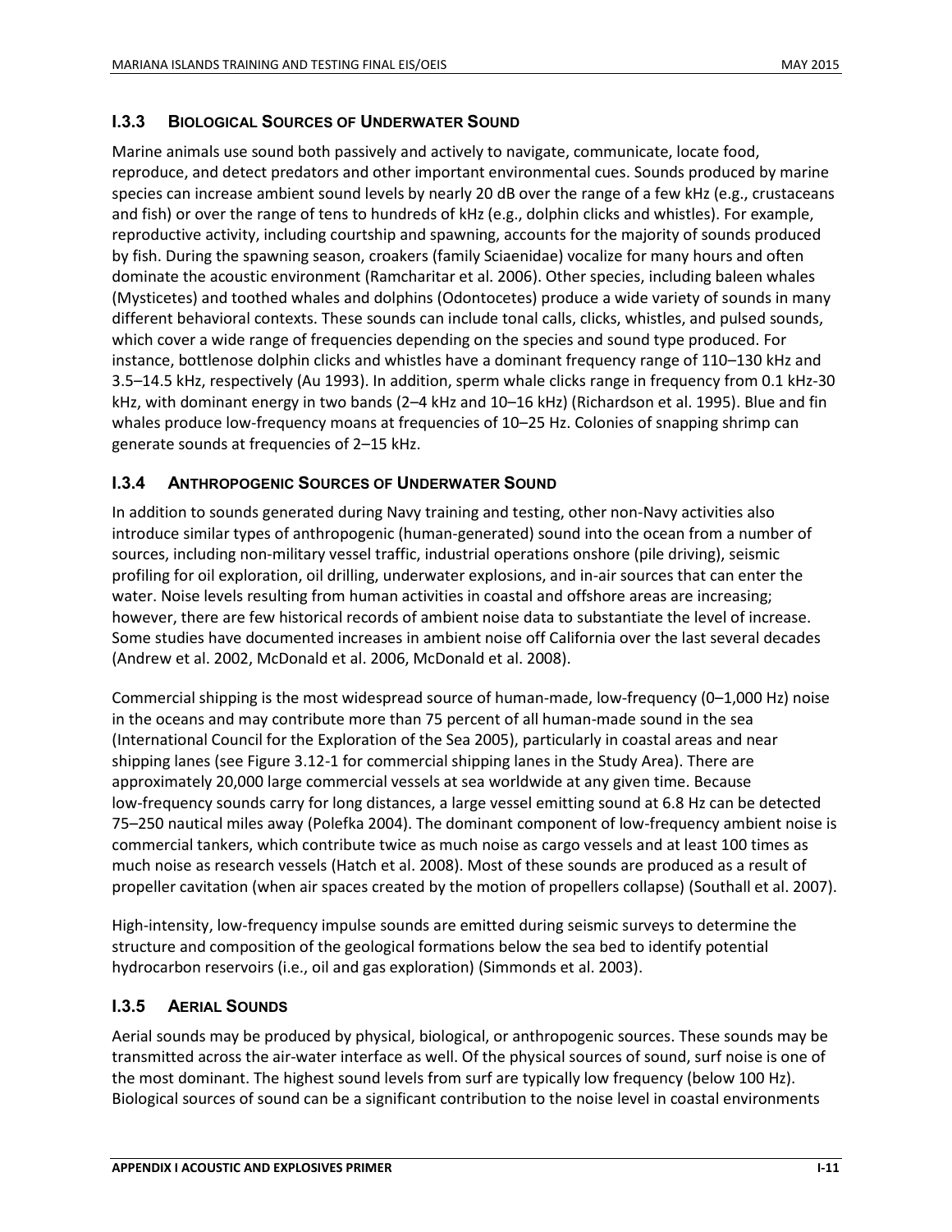### I.3.3 Biological Sources of Underwater Sound

Marine animals use sound both passively and actively to navigate, communicate, locate food, reproduce, and detect predators and other important environmental cues. Sounds produced by marine species can increase ambient sound levels by nearly 20 dB over the range of a few kHz (e.g., crustaceans and fish) or over the range of tens to hundreds of kHz (e.g., dolphin clicks and whistles). For example, reproductive activity, including courtship and spawning, accounts for the majority of sounds produced by fish. During the spawning season, croakers (family Sciaenidae) vocalize for many hours and often dominate the acoustic environment (Ramcharitar et al. 2006). Other species, including baleen whales (Mysticetes) and toothed whales and dolphins (Odontocetes) produce a wide variety of sounds in many different behavioral contexts. These sounds can include tonal calls, clicks, whistles, and pulsed sounds, which cover a wide range of frequencies depending on the species and sound type produced. For instance, bottlenose dolphin clicks and whistles have a dominant frequency range of 110–130 kHz and 3.5–14.5 kHz, respectively (Au 1993). In addition, sperm whale clicks range in frequency from 0.1 kHz-30 kHz, with dominant energy in two bands (2–4 kHz and 10–16 kHz) (Richardson et al. 1995). Blue and fin whales produce low-frequency moans at frequencies of 10–25 Hz. Colonies of snapping shrimp can generate sounds at frequencies of 2–15 kHz.

### I.3.4 Anthropogenic Sources of Underwater Sound

In addition to sounds generated during Navy training and testing, other non-Navy activities also introduce similar types of anthropogenic (human-generated) sound into the ocean from a number of sources, including non-military vessel traffic, industrial operations onshore (pile driving), seismic profiling for oil exploration, oil drilling, underwater explosions, and in-air sources that can enter the water. Noise levels resulting from human activities in coastal and offshore areas are increasing; however, there are few historical records of ambient noise data to substantiate the level of increase. Some studies have documented increases in ambient noise off California over the last several decades (Andrew et al. 2002, McDonald et al. 2006, McDonald et al. 2008).

Commercial shipping is the most widespread source of human-made, low-frequency (0–1,000 Hz) noise in the oceans and may contribute more than 75 percent of all human-made sound in the sea (International Council for the Exploration of the Sea 2005), particularly in coastal areas and near shipping lanes (see Figure 3.12-1 for commercial shipping lanes in the Study Area). There are approximately 20,000 large commercial vessels at sea worldwide at any given time. Because low-frequency sounds carry for long distances, a large vessel emitting sound at 6.8 Hz can be detected 75–250 nautical miles away (Polefka 2004). The dominant component of low-frequency ambient noise is commercial tankers, which contribute twice as much noise as cargo vessels and at least 100 times as much noise as research vessels (Hatch et al. 2008). Most of these sounds are produced as a result of propeller cavitation (when air spaces created by the motion of propellers collapse) (Southall et al. 2007).

High-intensity, low-frequency impulse sounds are emitted during seismic surveys to determine the structure and composition of the geological formations below the sea bed to identify potential hydrocarbon reservoirs (i.e., oil and gas exploration) (Simmonds et al. 2003).

### I.3.5 Aerial Sounds

Aerial sounds may be produced by physical, biological, or anthropogenic sources. These sounds may be transmitted across the air-water interface as well. Of the physical sources of sound, surf noise is one of the most dominant. The highest sound levels from surf are typically low frequency (below 100 Hz). Biological sources of sound can be a significant contribution to the noise level in coastal environments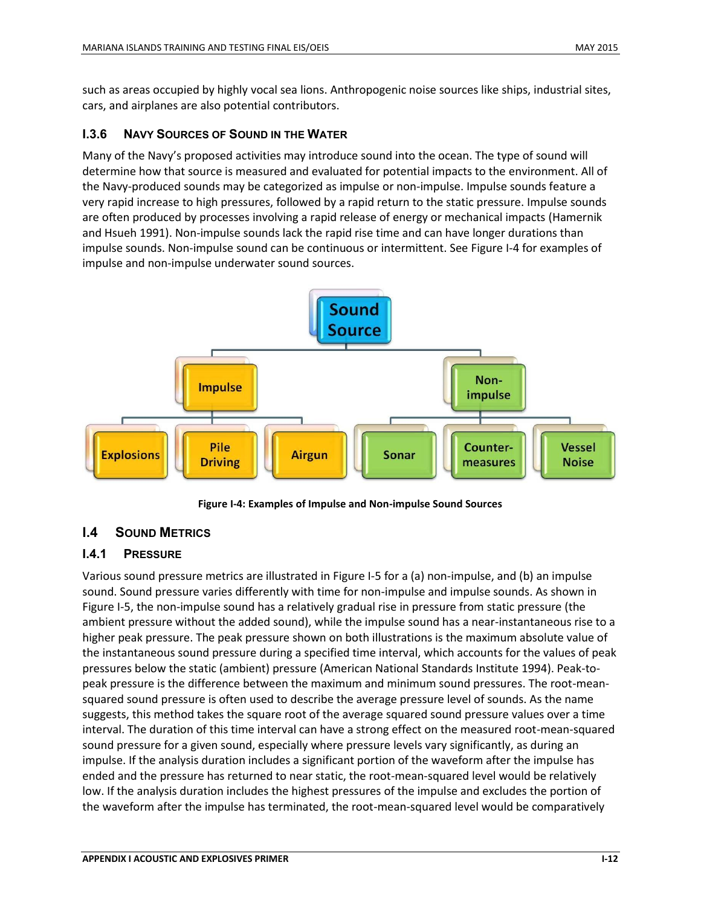such as areas occupied by highly vocal sea lions. Anthropogenic noise sources like ships, industrial sites, cars, and airplanes are also potential contributors.

### I.3.6 Navy Sources of Sound in the Water

Many of the Navy's proposed activities may introduce sound into the ocean. The type of sound will determine how that source is measured and evaluated for potential impacts to the environment. All of the Navy-produced sounds may be categorized as impulse or non-impulse. Impulse sounds feature a very rapid increase to high pressures, followed by a rapid return to the static pressure. Impulse sounds are often produced by processes involving a rapid release of energy or mechanical impacts (Hamernik and Hsueh 1991). Non-impulse sounds lack the rapid rise time and can have longer durations than impulse sounds. Non-impulse sound can be continuous or intermittent. See Figure I-4 for examples of impulse and non-impulse underwater sound sources.

- Sound Source
  - Impulse
    - Explosions
    - Pile Driving
    - Airgun
  - Non-impulse
    - Sonar
    - Counter-measures
    - Vessel Noise

**Figure I-4: Examples of Impulse and Non-impulse Sound Sources**

## I.4 Sound Metrics

### I.4.1 Pressure

Various sound pressure metrics are illustrated in Figure I-5 for a (a) non-impulse, and (b) an impulse sound. Sound pressure varies differently with time for non-impulse and impulse sounds. As shown in Figure I-5, the non-impulse sound has a relatively gradual rise in pressure from static pressure (the ambient pressure without the added sound), while the impulse sound has a near-instantaneous rise to a higher peak pressure. The peak pressure shown on both illustrations is the maximum absolute value of the instantaneous sound pressure during a specified time interval, which accounts for the values of peak pressures below the static (ambient) pressure (American National Standards Institute 1994). Peak-to-peak pressure is the difference between the maximum and minimum sound pressures. The root-mean-squared sound pressure is often used to describe the average pressure level of sounds. As the name suggests, this method takes the square root of the average squared sound pressure values over a time interval. The duration of this time interval can have a strong effect on the measured root-mean-squared sound pressure for a given sound, especially where pressure levels vary significantly, as during an impulse. If the analysis duration includes a significant portion of the waveform after the impulse has ended and the pressure has returned to near static, the root-mean-squared level would be relatively low. If the analysis duration includes the highest pressures of the impulse and excludes the portion of the waveform after the impulse has terminated, the root-mean-squared level would be comparatively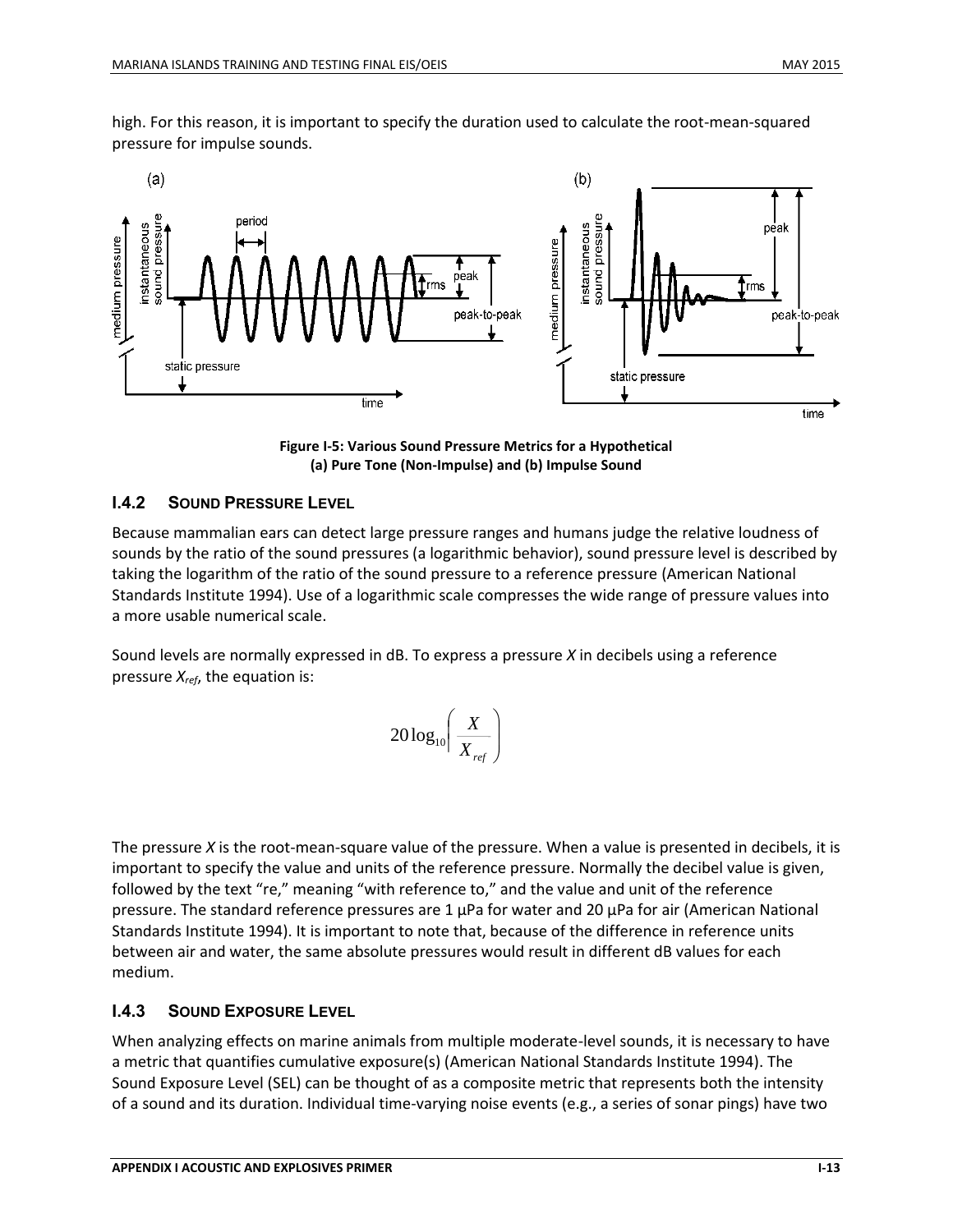high. For this reason, it is important to specify the duration used to calculate the root-mean-squared pressure for impulse sounds.

**Figure I-5: Various Sound Pressure Metrics for a Hypothetical (a) Pure Tone (Non-Impulse) and (b) Impulse Sound**

### I.4.2 SOUND PRESSURE LEVEL

Because mammalian ears can detect large pressure ranges and humans judge the relative loudness of sounds by the ratio of the sound pressures (a logarithmic behavior), sound pressure level is described by taking the logarithm of the ratio of the sound pressure to a reference pressure (American National Standards Institute 1994). Use of a logarithmic scale compresses the wide range of pressure values into a more usable numerical scale.

Sound levels are normally expressed in dB. To express a pressure $X$ in decibels using a reference pressure $X_{ref}$, the equation is:

$$20\log_{10}\left(\frac{X}{X_{ref}}\right)$$

The pressure $X$ is the root-mean-square value of the pressure. When a value is presented in decibels, it is important to specify the value and units of the reference pressure. Normally the decibel value is given, followed by the text "re," meaning "with reference to," and the value and unit of the reference pressure. The standard reference pressures are 1 µPa for water and 20 µPa for air (American National Standards Institute 1994). It is important to note that, because of the difference in reference units between air and water, the same absolute pressures would result in different dB values for each medium.

### I.4.3 SOUND EXPOSURE LEVEL

When analyzing effects on marine animals from multiple moderate-level sounds, it is necessary to have a metric that quantifies cumulative exposure(s) (American National Standards Institute 1994). The Sound Exposure Level (SEL) can be thought of as a composite metric that represents both the intensity of a sound and its duration. Individual time-varying noise events (e.g., a series of sonar pings) have two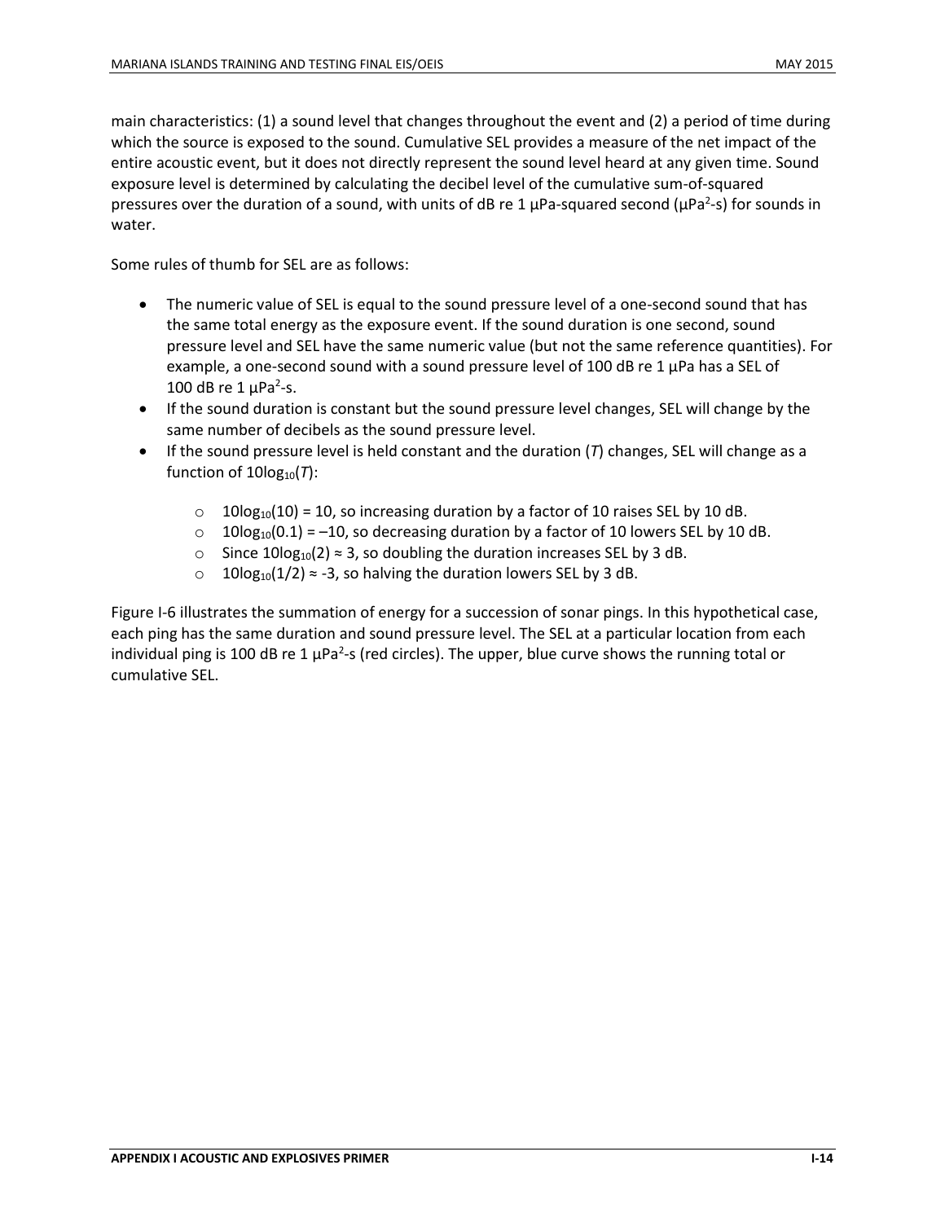main characteristics: (1) a sound level that changes throughout the event and (2) a period of time during which the source is exposed to the sound. Cumulative SEL provides a measure of the net impact of the entire acoustic event, but it does not directly represent the sound level heard at any given time. Sound exposure level is determined by calculating the decibel level of the cumulative sum-of-squared pressures over the duration of a sound, with units of dB re 1 μPa-squared second ($\mu Pa^2$-s) for sounds in water.

Some rules of thumb for SEL are as follows:

- The numeric value of SEL is equal to the sound pressure level of a one-second sound that has the same total energy as the exposure event. If the sound duration is one second, sound pressure level and SEL have the same numeric value (but not the same reference quantities). For example, a one-second sound with a sound pressure level of 100 dB re 1 μPa has a SEL of 100 dB re 1 $\mu Pa^2$-s.
- If the sound duration is constant but the sound pressure level changes, SEL will change by the same number of decibels as the sound pressure level.
- If the sound pressure level is held constant and the duration ($T$) changes, SEL will change as a function of $10\log_{10}(T)$:
  - $10\log_{10}(10) = 10$, so increasing duration by a factor of 10 raises SEL by 10 dB.
  - $10\log_{10}(0.1) = -10$, so decreasing duration by a factor of 10 lowers SEL by 10 dB.
  - Since $10\log_{10}(2) \approx 3$, so doubling the duration increases SEL by 3 dB.
  - $10\log_{10}(1/2) \approx -3$, so halving the duration lowers SEL by 3 dB.

Figure I-6 illustrates the summation of energy for a succession of sonar pings. In this hypothetical case, each ping has the same duration and sound pressure level. The SEL at a particular location from each individual ping is 100 dB re 1 $\mu Pa^2$-s (red circles). The upper, blue curve shows the running total or cumulative SEL.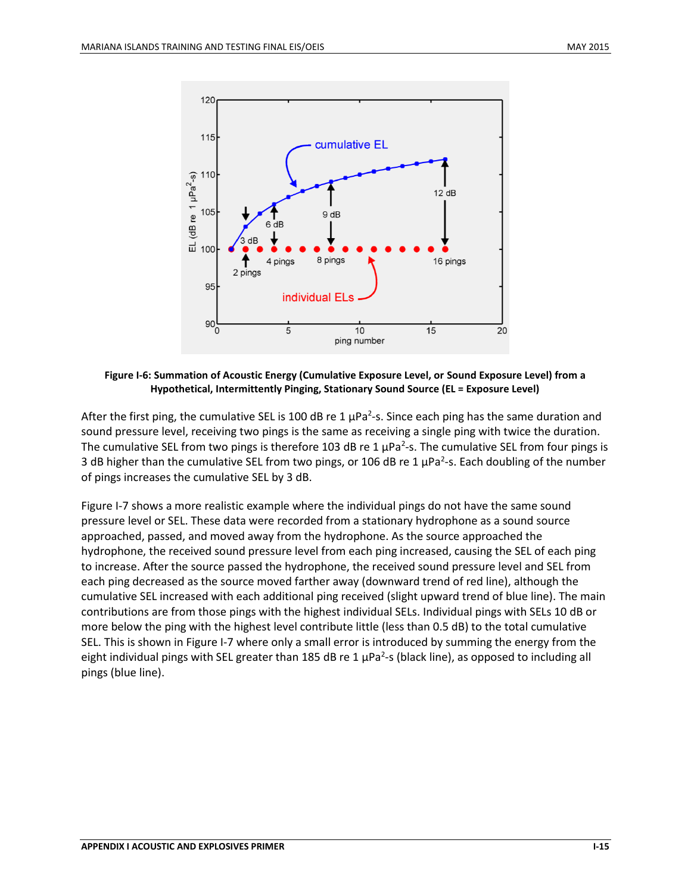**Figure I-6: Summation of Acoustic Energy (Cumulative Exposure Level, or Sound Exposure Level) from a Hypothetical, Intermittently Pinging, Stationary Sound Source (EL = Exposure Level)**

After the first ping, the cumulative SEL is 100 dB re 1 μPa$^2$-s. Since each ping has the same duration and sound pressure level, receiving two pings is the same as receiving a single ping with twice the duration. The cumulative SEL from two pings is therefore 103 dB re 1 μPa$^2$-s. The cumulative SEL from four pings is 3 dB higher than the cumulative SEL from two pings, or 106 dB re 1 μPa$^2$-s. Each doubling of the number of pings increases the cumulative SEL by 3 dB.

Figure I-7 shows a more realistic example where the individual pings do not have the same sound pressure level or SEL. These data were recorded from a stationary hydrophone as a sound source approached, passed, and moved away from the hydrophone. As the source approached the hydrophone, the received sound pressure level from each ping increased, causing the SEL of each ping to increase. After the source passed the hydrophone, the received sound pressure level and SEL from each ping decreased as the source moved farther away (downward trend of red line), although the cumulative SEL increased with each additional ping received (slight upward trend of blue line). The main contributions are from those pings with the highest individual SELs. Individual pings with SELs 10 dB or more below the ping with the highest level contribute little (less than 0.5 dB) to the total cumulative SEL. This is shown in Figure I-7 where only a small error is introduced by summing the energy from the eight individual pings with SEL greater than 185 dB re 1 μPa$^2$-s (black line), as opposed to including all pings (blue line).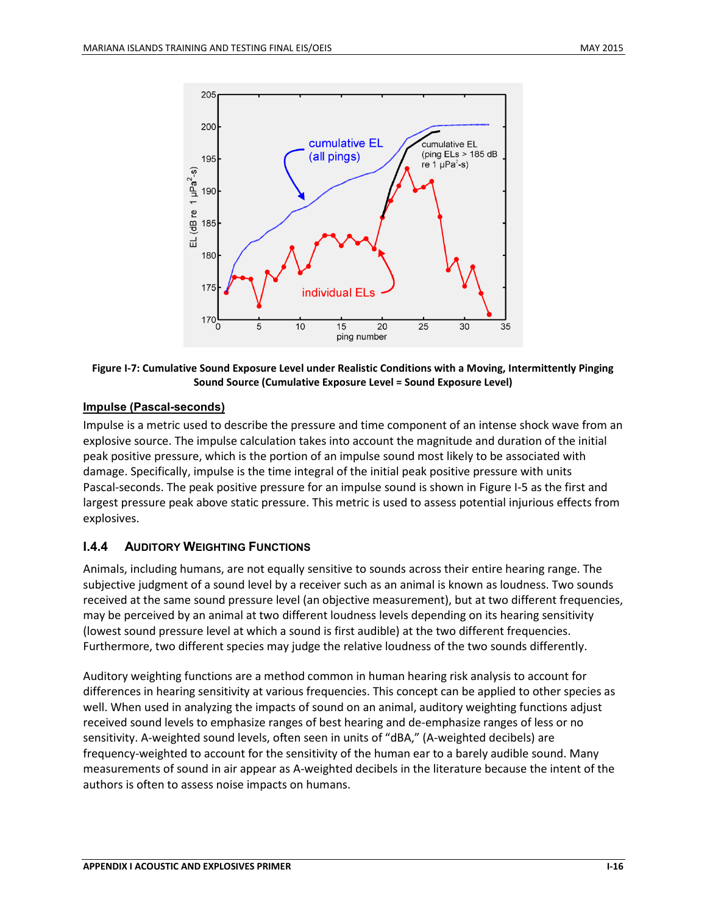Figure I-7: Cumulative Sound Exposure Level under Realistic Conditions with a Moving, Intermittently Pinging Sound Source (Cumulative Exposure Level = Sound Exposure Level)

### Impulse (Pascal-seconds)

Impulse is a metric used to describe the pressure and time component of an intense shock wave from an explosive source. The impulse calculation takes into account the magnitude and duration of the initial peak positive pressure, which is the portion of an impulse sound most likely to be associated with damage. Specifically, impulse is the time integral of the initial peak positive pressure with units Pascal-seconds. The peak positive pressure for an impulse sound is shown in Figure I-5 as the first and largest pressure peak above static pressure. This metric is used to assess potential injurious effects from explosives.

## I.4.4 Auditory Weighting Functions

Animals, including humans, are not equally sensitive to sounds across their entire hearing range. The subjective judgment of a sound level by a receiver such as an animal is known as loudness. Two sounds received at the same sound pressure level (an objective measurement), but at two different frequencies, may be perceived by an animal at two different loudness levels depending on its hearing sensitivity (lowest sound pressure level at which a sound is first audible) at the two different frequencies. Furthermore, two different species may judge the relative loudness of the two sounds differently.

Auditory weighting functions are a method common in human hearing risk analysis to account for differences in hearing sensitivity at various frequencies. This concept can be applied to other species as well. When used in analyzing the impacts of sound on an animal, auditory weighting functions adjust received sound levels to emphasize ranges of best hearing and de-emphasize ranges of less or no sensitivity. A-weighted sound levels, often seen in units of "dBA," (A-weighted decibels) are frequency-weighted to account for the sensitivity of the human ear to a barely audible sound. Many measurements of sound in air appear as A-weighted decibels in the literature because the intent of the authors is often to assess noise impacts on humans.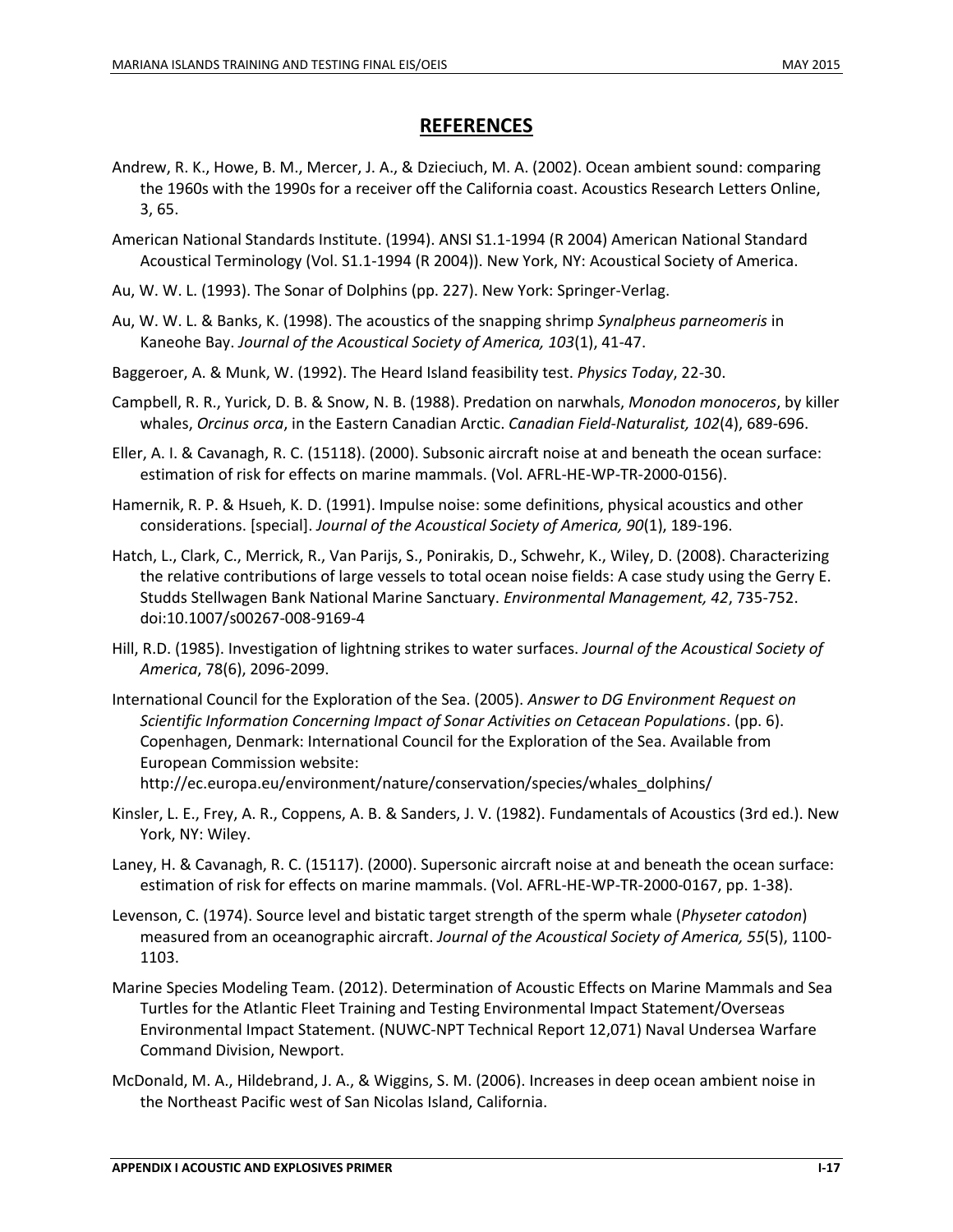## REFERENCES

Andrew, R. K., Howe, B. M., Mercer, J. A., & Dzieciuch, M. A. (2002). Ocean ambient sound: comparing the 1960s with the 1990s for a receiver off the California coast. Acoustics Research Letters Online, 3, 65.

American National Standards Institute. (1994). ANSI S1.1-1994 (R 2004) American National Standard Acoustical Terminology (Vol. S1.1-1994 (R 2004)). New York, NY: Acoustical Society of America.

Au, W. W. L. (1993). The Sonar of Dolphins (pp. 227). New York: Springer-Verlag.

Au, W. W. L. & Banks, K. (1998). The acoustics of the snapping shrimp *Synalpheus parneomeris* in Kaneohe Bay. *Journal of the Acoustical Society of America, 103*(1), 41-47.

Baggeroer, A. & Munk, W. (1992). The Heard Island feasibility test. *Physics Today*, 22-30.

Campbell, R. R., Yurick, D. B. & Snow, N. B. (1988). Predation on narwhals, *Monodon monoceros*, by killer whales, *Orcinus orca*, in the Eastern Canadian Arctic. *Canadian Field-Naturalist, 102*(4), 689-696.

Eller, A. I. & Cavanagh, R. C. (15118). (2000). Subsonic aircraft noise at and beneath the ocean surface: estimation of risk for effects on marine mammals. (Vol. AFRL-HE-WP-TR-2000-0156).

Hamernik, R. P. & Hsueh, K. D. (1991). Impulse noise: some definitions, physical acoustics and other considerations. [special]. *Journal of the Acoustical Society of America, 90*(1), 189-196.

Hatch, L., Clark, C., Merrick, R., Van Parijs, S., Ponirakis, D., Schwehr, K., Wiley, D. (2008). Characterizing the relative contributions of large vessels to total ocean noise fields: A case study using the Gerry E. Studds Stellwagen Bank National Marine Sanctuary. *Environmental Management, 42*, 735-752. doi:10.1007/s00267-008-9169-4

Hill, R.D. (1985). Investigation of lightning strikes to water surfaces. *Journal of the Acoustical Society of America*, 78(6), 2096-2099.

International Council for the Exploration of the Sea. (2005). *Answer to DG Environment Request on Scientific Information Concerning Impact of Sonar Activities on Cetacean Populations*. (pp. 6). Copenhagen, Denmark: International Council for the Exploration of the Sea. Available from European Commission website: http://ec.europa.eu/environment/nature/conservation/species/whales_dolphins/

Kinsler, L. E., Frey, A. R., Coppens, A. B. & Sanders, J. V. (1982). Fundamentals of Acoustics (3rd ed.). New York, NY: Wiley.

Laney, H. & Cavanagh, R. C. (15117). (2000). Supersonic aircraft noise at and beneath the ocean surface: estimation of risk for effects on marine mammals. (Vol. AFRL-HE-WP-TR-2000-0167, pp. 1-38).

Levenson, C. (1974). Source level and bistatic target strength of the sperm whale (*Physeter catodon*) measured from an oceanographic aircraft. *Journal of the Acoustical Society of America, 55*(5), 1100-1103.

Marine Species Modeling Team. (2012). Determination of Acoustic Effects on Marine Mammals and Sea Turtles for the Atlantic Fleet Training and Testing Environmental Impact Statement/Overseas Environmental Impact Statement. (NUWC-NPT Technical Report 12,071) Naval Undersea Warfare Command Division, Newport.

McDonald, M. A., Hildebrand, J. A., & Wiggins, S. M. (2006). Increases in deep ocean ambient noise in the Northeast Pacific west of San Nicolas Island, California.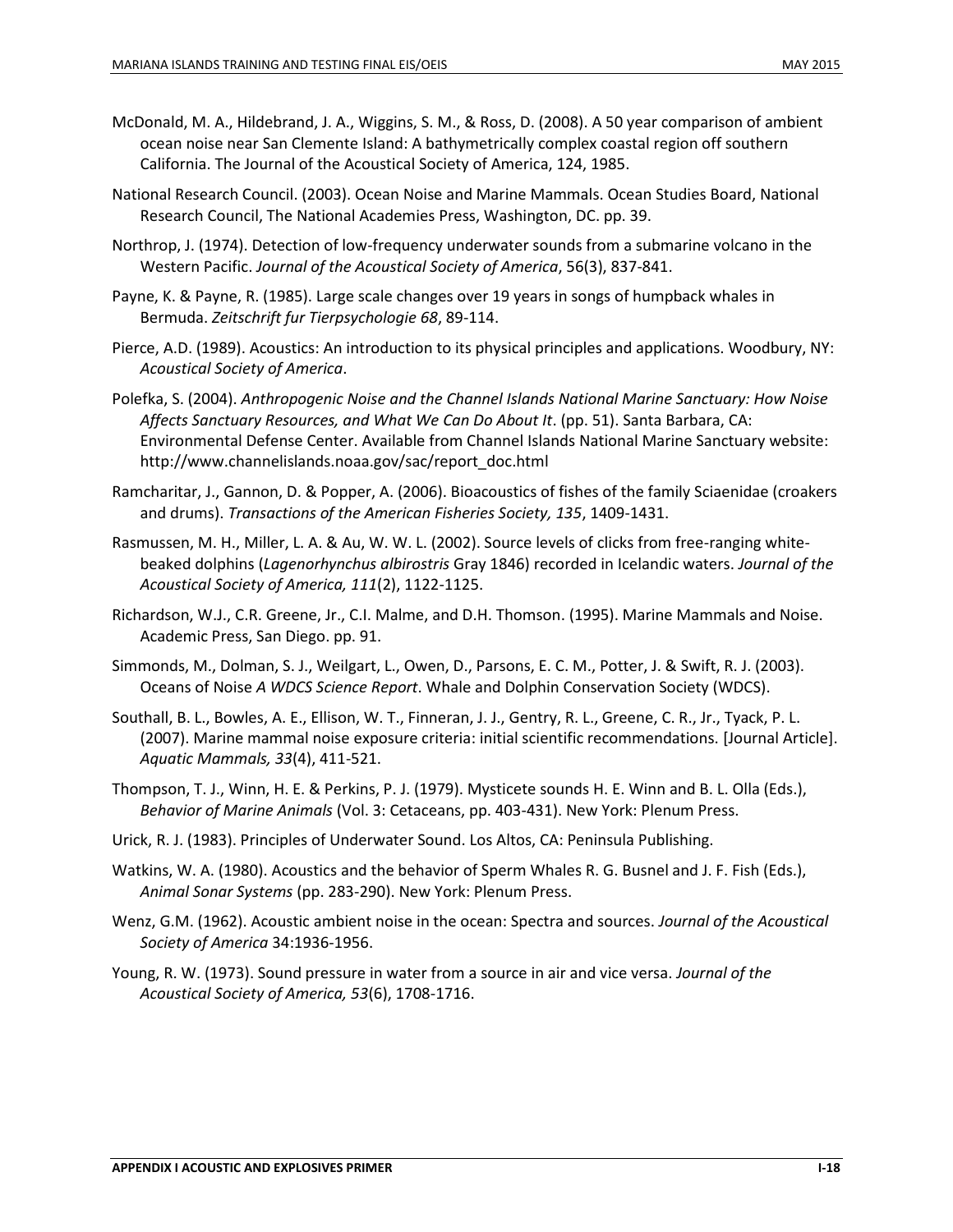McDonald, M. A., Hildebrand, J. A., Wiggins, S. M., & Ross, D. (2008). A 50 year comparison of ambient ocean noise near San Clemente Island: A bathymetrically complex coastal region off southern California. The Journal of the Acoustical Society of America, 124, 1985.

National Research Council. (2003). Ocean Noise and Marine Mammals. Ocean Studies Board, National Research Council, The National Academies Press, Washington, DC. pp. 39.

Northrop, J. (1974). Detection of low-frequency underwater sounds from a submarine volcano in the Western Pacific. *Journal of the Acoustical Society of America*, 56(3), 837-841.

Payne, K. & Payne, R. (1985). Large scale changes over 19 years in songs of humpback whales in Bermuda. *Zeitschrift fur Tierpsychologie 68*, 89-114.

Pierce, A.D. (1989). Acoustics: An introduction to its physical principles and applications. Woodbury, NY: *Acoustical Society of America*.

Polefka, S. (2004). *Anthropogenic Noise and the Channel Islands National Marine Sanctuary: How Noise Affects Sanctuary Resources, and What We Can Do About It*. (pp. 51). Santa Barbara, CA: Environmental Defense Center. Available from Channel Islands National Marine Sanctuary website: http://www.channelislands.noaa.gov/sac/report_doc.html

Ramcharitar, J., Gannon, D. & Popper, A. (2006). Bioacoustics of fishes of the family Sciaenidae (croakers and drums). *Transactions of the American Fisheries Society, 135*, 1409-1431.

Rasmussen, M. H., Miller, L. A. & Au, W. W. L. (2002). Source levels of clicks from free-ranging white-beaked dolphins (*Lagenorhynchus albirostris* Gray 1846) recorded in Icelandic waters. *Journal of the Acoustical Society of America, 111*(2), 1122-1125.

Richardson, W.J., C.R. Greene, Jr., C.I. Malme, and D.H. Thomson. (1995). Marine Mammals and Noise. Academic Press, San Diego. pp. 91.

Simmonds, M., Dolman, S. J., Weilgart, L., Owen, D., Parsons, E. C. M., Potter, J. & Swift, R. J. (2003). Oceans of Noise *A WDCS Science Report*. Whale and Dolphin Conservation Society (WDCS).

Southall, B. L., Bowles, A. E., Ellison, W. T., Finneran, J. J., Gentry, R. L., Greene, C. R., Jr., Tyack, P. L. (2007). Marine mammal noise exposure criteria: initial scientific recommendations. [Journal Article]. *Aquatic Mammals, 33*(4), 411-521.

Thompson, T. J., Winn, H. E. & Perkins, P. J. (1979). Mysticete sounds H. E. Winn and B. L. Olla (Eds.), *Behavior of Marine Animals* (Vol. 3: Cetaceans, pp. 403-431). New York: Plenum Press.

Urick, R. J. (1983). Principles of Underwater Sound. Los Altos, CA: Peninsula Publishing.

Watkins, W. A. (1980). Acoustics and the behavior of Sperm Whales R. G. Busnel and J. F. Fish (Eds.), *Animal Sonar Systems* (pp. 283-290). New York: Plenum Press.

Wenz, G.M. (1962). Acoustic ambient noise in the ocean: Spectra and sources. *Journal of the Acoustical Society of America* 34:1936-1956.

Young, R. W. (1973). Sound pressure in water from a source in air and vice versa. *Journal of the Acoustical Society of America, 53*(6), 1708-1716.